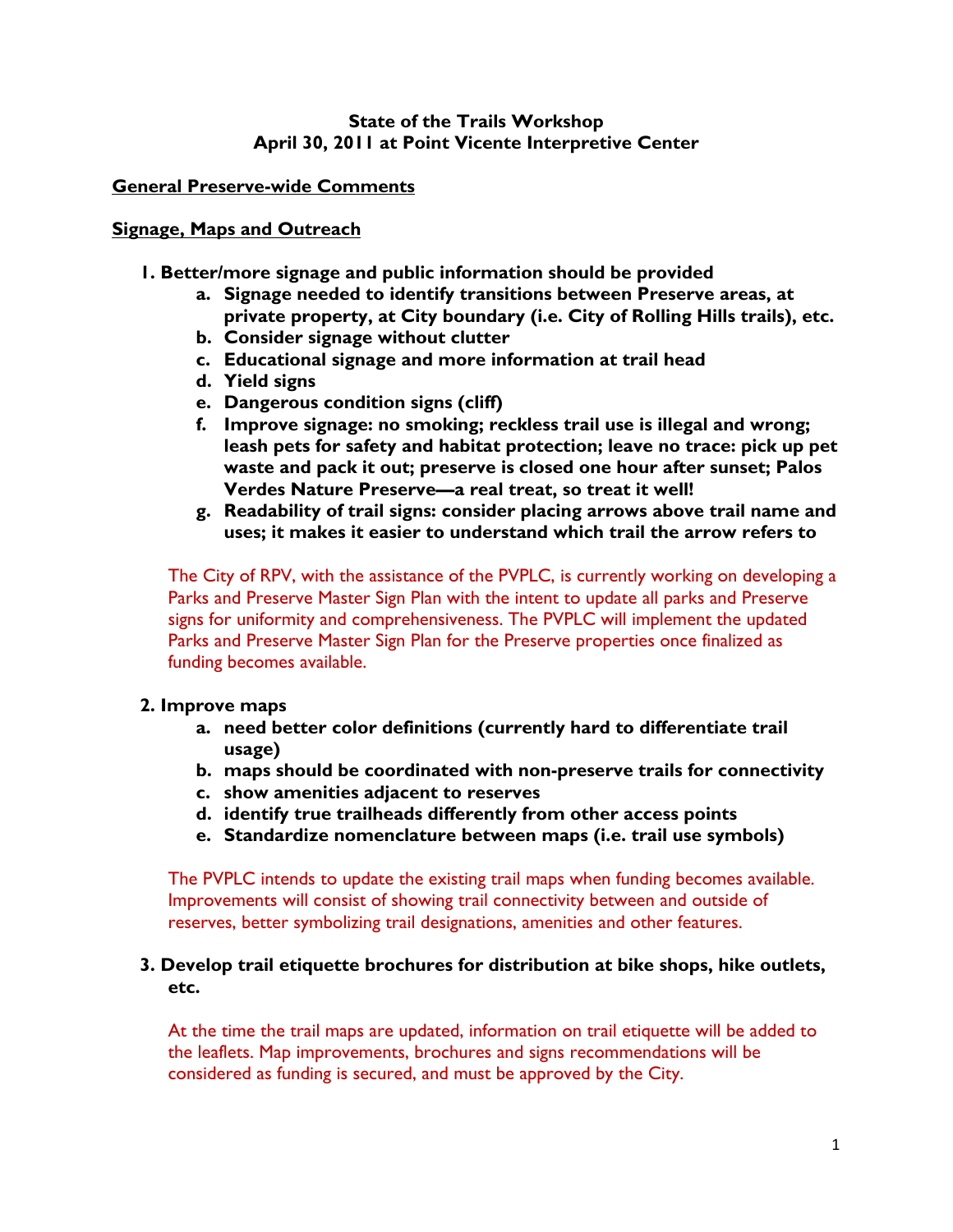**State of the Trails Workshop**
**April 30, 2011 at Point Vicente Interpretive Center**

**General Preserve-wide Comments**

**Signage, Maps and Outreach**

1. **Better/more signage and public information should be provided**
   a. **Signage needed to identify transitions between Preserve areas, at private property, at City boundary (i.e. City of Rolling Hills trails), etc.**
   b. **Consider signage without clutter**
   c. **Educational signage and more information at trail head**
   d. **Yield signs**
   e. **Dangerous condition signs (cliff)**
   f. **Improve signage: no smoking; reckless trail use is illegal and wrong; leash pets for safety and habitat protection; leave no trace: pick up pet waste and pack it out; preserve is closed one hour after sunset; Palos Verdes Nature Preserve—a real treat, so treat it well!**
   g. **Readability of trail signs: consider placing arrows above trail name and uses; it makes it easier to understand which trail the arrow refers to**

   The City of RPV, with the assistance of the PVPLC, is currently working on developing a Parks and Preserve Master Sign Plan with the intent to update all parks and Preserve signs for uniformity and comprehensiveness. The PVPLC will implement the updated Parks and Preserve Master Sign Plan for the Preserve properties once finalized as funding becomes available.

2. **Improve maps**
   a. **need better color definitions (currently hard to differentiate trail usage)**
   b. **maps should be coordinated with non-preserve trails for connectivity**
   c. **show amenities adjacent to reserves**
   d. **identify true trailheads differently from other access points**
   e. **Standardize nomenclature between maps (i.e. trail use symbols)**

   The PVPLC intends to update the existing trail maps when funding becomes available. Improvements will consist of showing trail connectivity between and outside of reserves, better symbolizing trail designations, amenities and other features.

3. **Develop trail etiquette brochures for distribution at bike shops, hike outlets, etc.**

   At the time the trail maps are updated, information on trail etiquette will be added to the leaflets. Map improvements, brochures and signs recommendations will be considered as funding is secured, and must be approved by the City.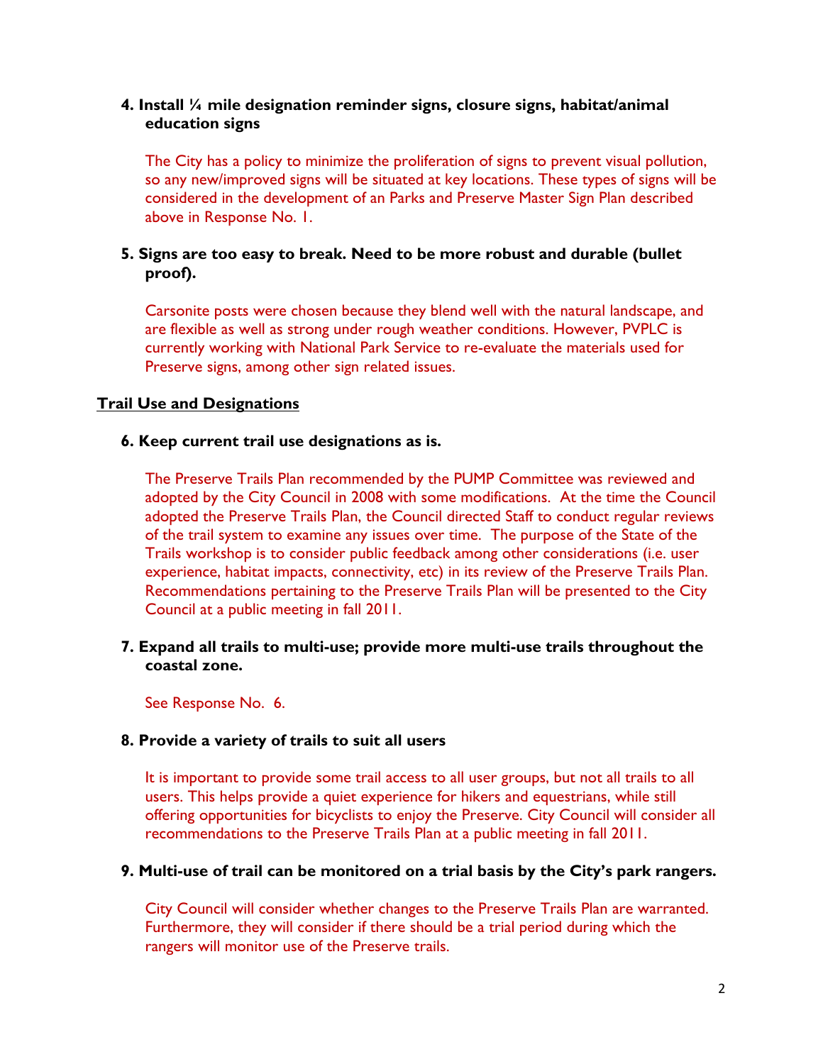**4. Install ¼ mile designation reminder signs, closure signs, habitat/animal education signs**

The City has a policy to minimize the proliferation of signs to prevent visual pollution, so any new/improved signs will be situated at key locations. These types of signs will be considered in the development of an Parks and Preserve Master Sign Plan described above in Response No. 1.

**5. Signs are too easy to break. Need to be more robust and durable (bullet proof).**

Carsonite posts were chosen because they blend well with the natural landscape, and are flexible as well as strong under rough weather conditions. However, PVPLC is currently working with National Park Service to re-evaluate the materials used for Preserve signs, among other sign related issues.

## Trail Use and Designations

**6. Keep current trail use designations as is.**

The Preserve Trails Plan recommended by the PUMP Committee was reviewed and adopted by the City Council in 2008 with some modifications. At the time the Council adopted the Preserve Trails Plan, the Council directed Staff to conduct regular reviews of the trail system to examine any issues over time. The purpose of the State of the Trails workshop is to consider public feedback among other considerations (i.e. user experience, habitat impacts, connectivity, etc) in its review of the Preserve Trails Plan. Recommendations pertaining to the Preserve Trails Plan will be presented to the City Council at a public meeting in fall 2011.

**7. Expand all trails to multi-use; provide more multi-use trails throughout the coastal zone.**

See Response No. 6.

**8. Provide a variety of trails to suit all users**

It is important to provide some trail access to all user groups, but not all trails to all users. This helps provide a quiet experience for hikers and equestrians, while still offering opportunities for bicyclists to enjoy the Preserve. City Council will consider all recommendations to the Preserve Trails Plan at a public meeting in fall 2011.

**9. Multi-use of trail can be monitored on a trial basis by the City's park rangers.**

City Council will consider whether changes to the Preserve Trails Plan are warranted. Furthermore, they will consider if there should be a trial period during which the rangers will monitor use of the Preserve trails.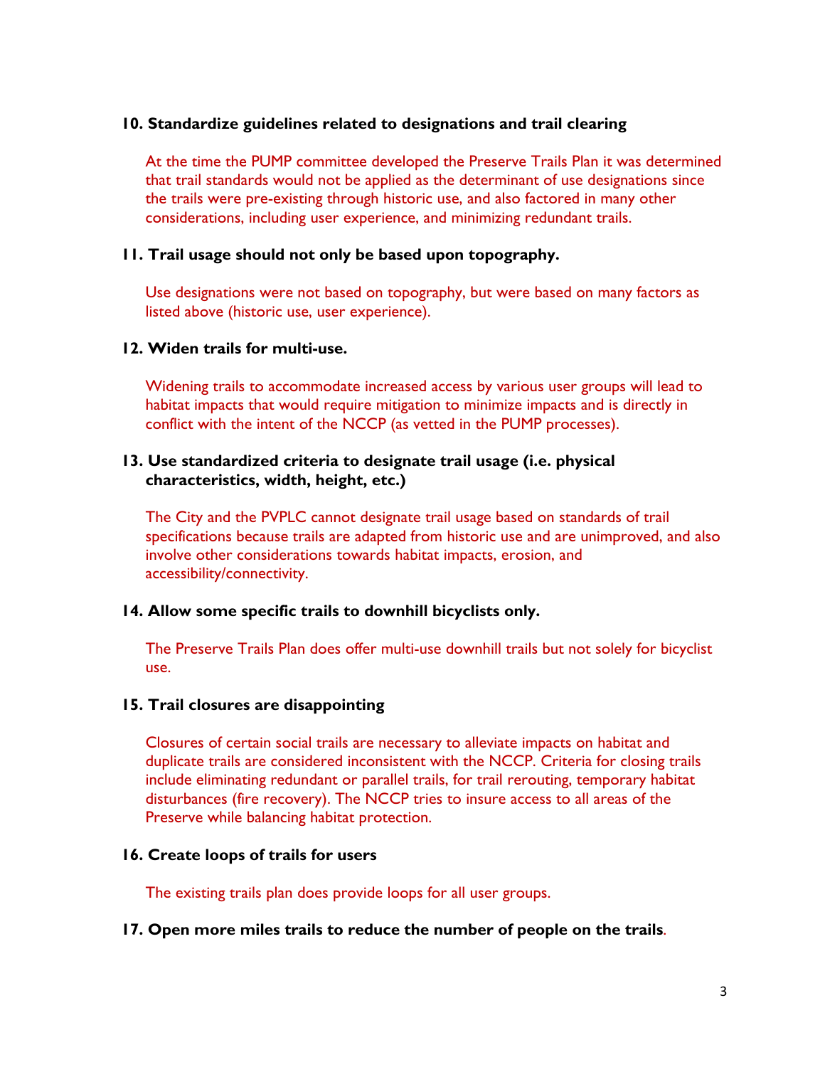**10. Standardize guidelines related to designations and trail clearing**

At the time the PUMP committee developed the Preserve Trails Plan it was determined that trail standards would not be applied as the determinant of use designations since the trails were pre-existing through historic use, and also factored in many other considerations, including user experience, and minimizing redundant trails.

**11. Trail usage should not only be based upon topography.**

Use designations were not based on topography, but were based on many factors as listed above (historic use, user experience).

**12. Widen trails for multi-use.**

Widening trails to accommodate increased access by various user groups will lead to habitat impacts that would require mitigation to minimize impacts and is directly in conflict with the intent of the NCCP (as vetted in the PUMP processes).

**13. Use standardized criteria to designate trail usage (i.e. physical characteristics, width, height, etc.)**

The City and the PVPLC cannot designate trail usage based on standards of trail specifications because trails are adapted from historic use and are unimproved, and also involve other considerations towards habitat impacts, erosion, and accessibility/connectivity.

**14. Allow some specific trails to downhill bicyclists only.**

The Preserve Trails Plan does offer multi-use downhill trails but not solely for bicyclist use.

**15. Trail closures are disappointing**

Closures of certain social trails are necessary to alleviate impacts on habitat and duplicate trails are considered inconsistent with the NCCP. Criteria for closing trails include eliminating redundant or parallel trails, for trail rerouting, temporary habitat disturbances (fire recovery). The NCCP tries to insure access to all areas of the Preserve while balancing habitat protection.

**16. Create loops of trails for users**

The existing trails plan does provide loops for all user groups.

**17. Open more miles trails to reduce the number of people on the trails**.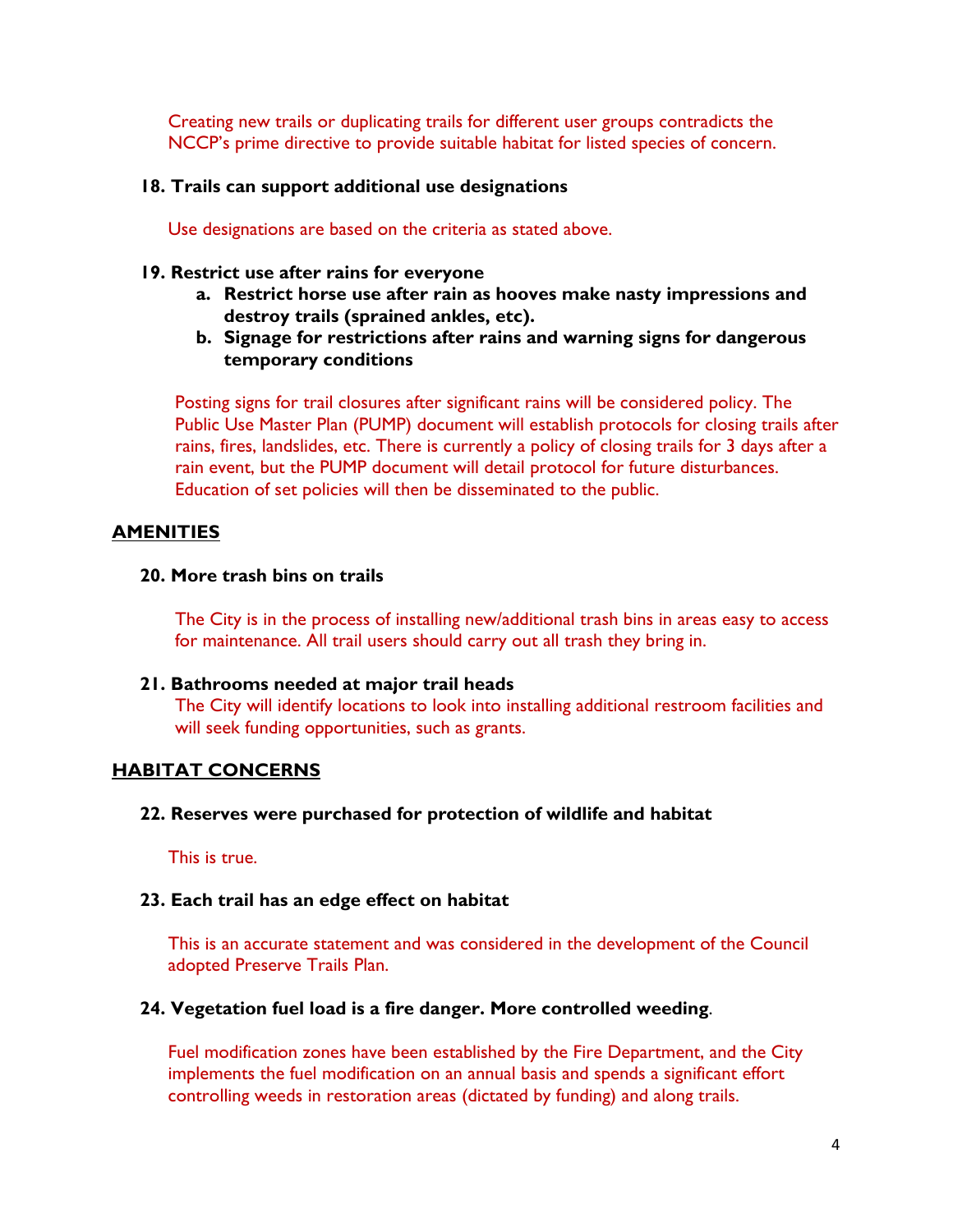Creating new trails or duplicating trails for different user groups contradicts the NCCP's prime directive to provide suitable habitat for listed species of concern.

**18. Trails can support additional use designations**

Use designations are based on the criteria as stated above.

**19. Restrict use after rains for everyone**

- **a. Restrict horse use after rain as hooves make nasty impressions and destroy trails (sprained ankles, etc).**
- **b. Signage for restrictions after rains and warning signs for dangerous temporary conditions**

Posting signs for trail closures after significant rains will be considered policy. The Public Use Master Plan (PUMP) document will establish protocols for closing trails after rains, fires, landslides, etc. There is currently a policy of closing trails for 3 days after a rain event, but the PUMP document will detail protocol for future disturbances. Education of set policies will then be disseminated to the public.

## AMENITIES

**20. More trash bins on trails**

The City is in the process of installing new/additional trash bins in areas easy to access for maintenance. All trail users should carry out all trash they bring in.

**21. Bathrooms needed at major trail heads**

The City will identify locations to look into installing additional restroom facilities and will seek funding opportunities, such as grants.

## HABITAT CONCERNS

**22. Reserves were purchased for protection of wildlife and habitat**

This is true.

**23. Each trail has an edge effect on habitat**

This is an accurate statement and was considered in the development of the Council adopted Preserve Trails Plan.

**24. Vegetation fuel load is a fire danger. More controlled weeding.**

Fuel modification zones have been established by the Fire Department, and the City implements the fuel modification on an annual basis and spends a significant effort controlling weeds in restoration areas (dictated by funding) and along trails.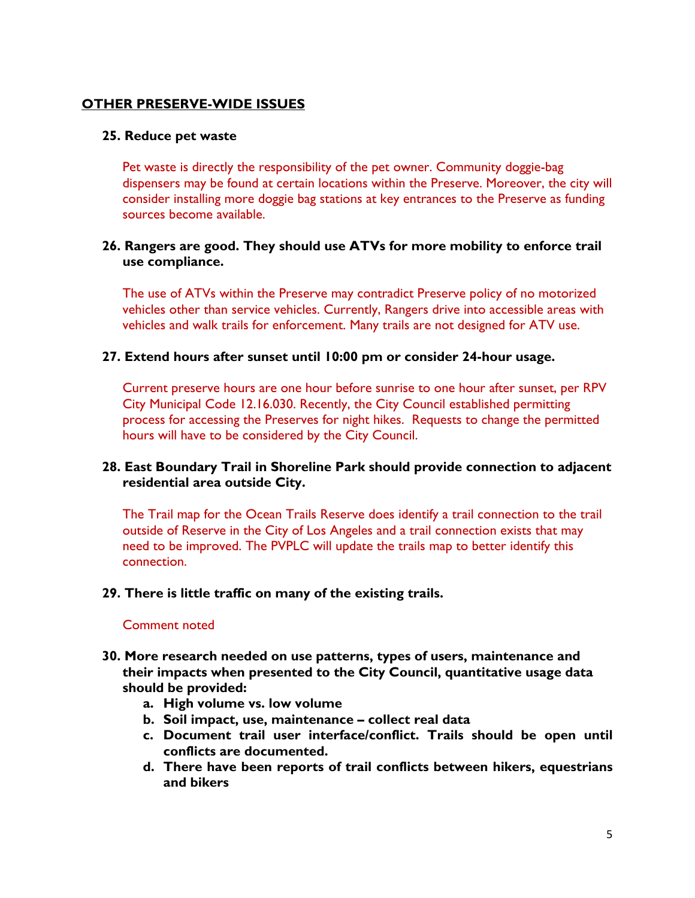## OTHER PRESERVE-WIDE ISSUES

**25. Reduce pet waste**

Pet waste is directly the responsibility of the pet owner. Community doggie-bag dispensers may be found at certain locations within the Preserve. Moreover, the city will consider installing more doggie bag stations at key entrances to the Preserve as funding sources become available.

**26. Rangers are good. They should use ATVs for more mobility to enforce trail use compliance.**

The use of ATVs within the Preserve may contradict Preserve policy of no motorized vehicles other than service vehicles. Currently, Rangers drive into accessible areas with vehicles and walk trails for enforcement. Many trails are not designed for ATV use.

**27. Extend hours after sunset until 10:00 pm or consider 24-hour usage.**

Current preserve hours are one hour before sunrise to one hour after sunset, per RPV City Municipal Code 12.16.030. Recently, the City Council established permitting process for accessing the Preserves for night hikes. Requests to change the permitted hours will have to be considered by the City Council.

**28. East Boundary Trail in Shoreline Park should provide connection to adjacent residential area outside City.**

The Trail map for the Ocean Trails Reserve does identify a trail connection to the trail outside of Reserve in the City of Los Angeles and a trail connection exists that may need to be improved. The PVPLC will update the trails map to better identify this connection.

**29. There is little traffic on many of the existing trails.**

Comment noted

**30. More research needed on use patterns, types of users, maintenance and their impacts when presented to the City Council, quantitative usage data should be provided:**

a. **High volume vs. low volume**
b. **Soil impact, use, maintenance – collect real data**
c. **Document trail user interface/conflict. Trails should be open until conflicts are documented.**
d. **There have been reports of trail conflicts between hikers, equestrians and bikers**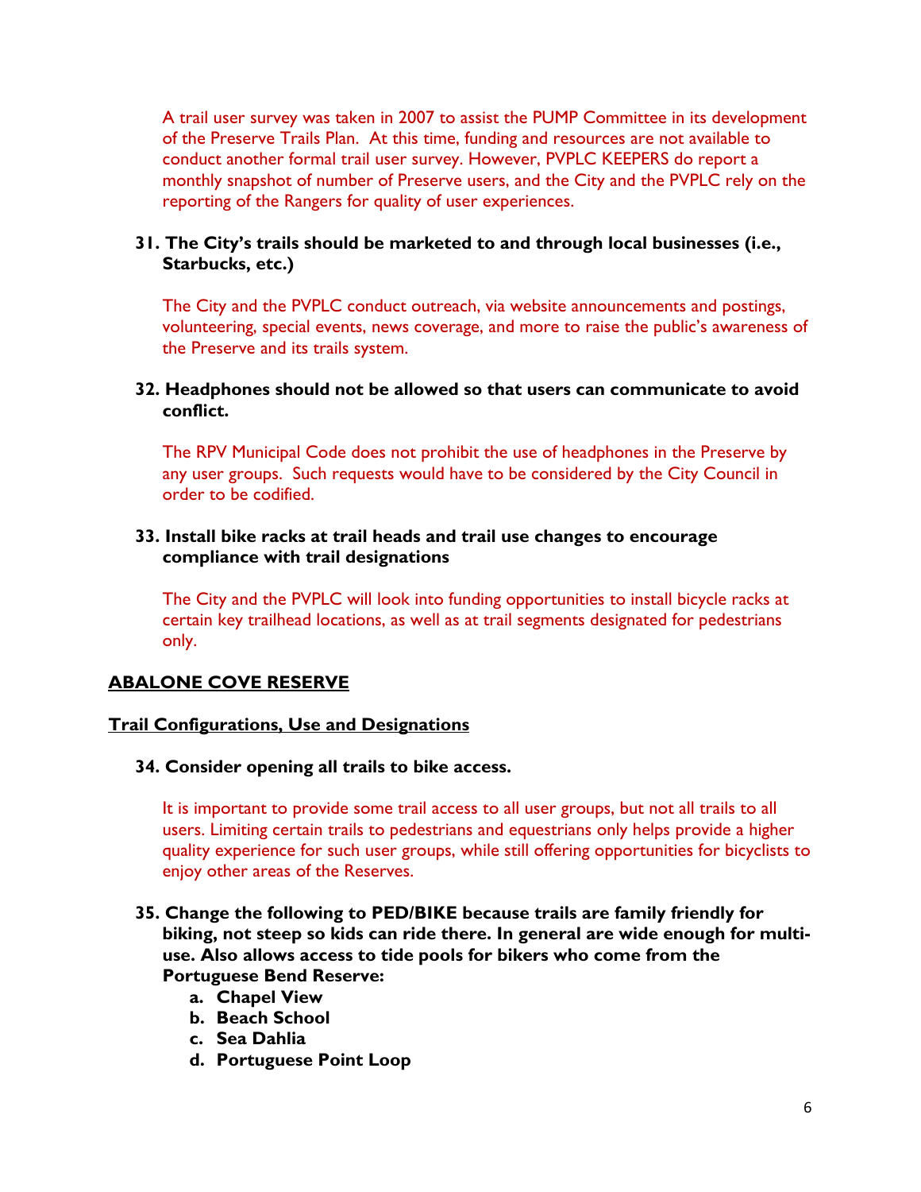A trail user survey was taken in 2007 to assist the PUMP Committee in its development of the Preserve Trails Plan. At this time, funding and resources are not available to conduct another formal trail user survey. However, PVPLC KEEPERS do report a monthly snapshot of number of Preserve users, and the City and the PVPLC rely on the reporting of the Rangers for quality of user experiences.

**31. The City's trails should be marketed to and through local businesses (i.e., Starbucks, etc.)**

The City and the PVPLC conduct outreach, via website announcements and postings, volunteering, special events, news coverage, and more to raise the public's awareness of the Preserve and its trails system.

**32. Headphones should not be allowed so that users can communicate to avoid conflict.**

The RPV Municipal Code does not prohibit the use of headphones in the Preserve by any user groups. Such requests would have to be considered by the City Council in order to be codified.

**33. Install bike racks at trail heads and trail use changes to encourage compliance with trail designations**

The City and the PVPLC will look into funding opportunities to install bicycle racks at certain key trailhead locations, as well as at trail segments designated for pedestrians only.

## ABALONE COVE RESERVE

### Trail Configurations, Use and Designations

**34. Consider opening all trails to bike access.**

It is important to provide some trail access to all user groups, but not all trails to all users. Limiting certain trails to pedestrians and equestrians only helps provide a higher quality experience for such user groups, while still offering opportunities for bicyclists to enjoy other areas of the Reserves.

**35. Change the following to PED/BIKE because trails are family friendly for biking, not steep so kids can ride there. In general are wide enough for multi-use. Also allows access to tide pools for bikers who come from the Portuguese Bend Reserve:**

   a. **Chapel View**
   b. **Beach School**
   c. **Sea Dahlia**
   d. **Portuguese Point Loop**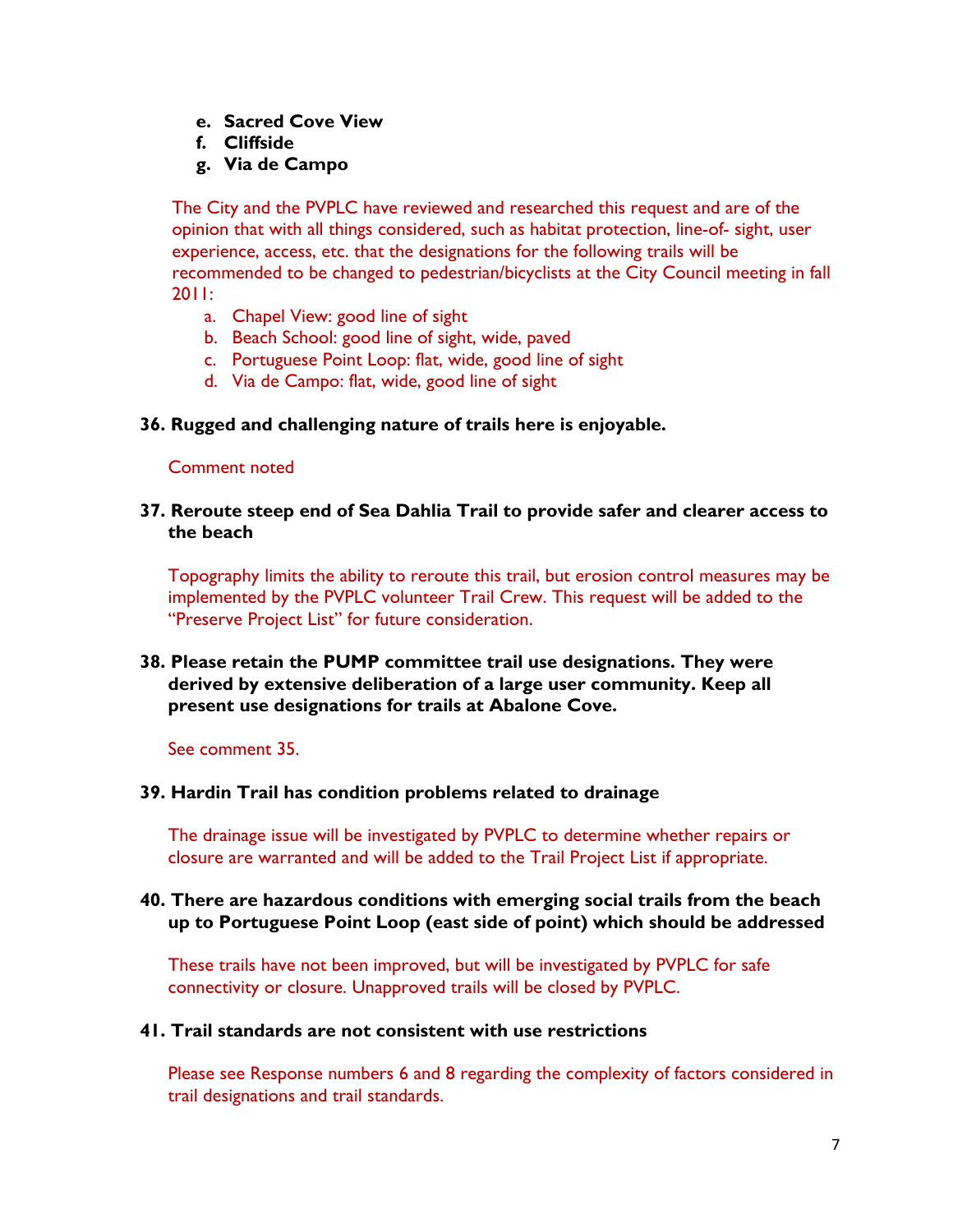e. **Sacred Cove View**
   f. **Cliffside**
   g. **Via de Campo**

The City and the PVPLC have reviewed and researched this request and are of the opinion that with all things considered, such as habitat protection, line-of- sight, user experience, access, etc. that the designations for the following trails will be recommended to be changed to pedestrian/bicyclists at the City Council meeting in fall 2011:

   a. Chapel View: good line of sight
   b. Beach School: good line of sight, wide, paved
   c. Portuguese Point Loop: flat, wide, good line of sight
   d. Via de Campo: flat, wide, good line of sight

**36. Rugged and challenging nature of trails here is enjoyable.**

Comment noted

**37. Reroute steep end of Sea Dahlia Trail to provide safer and clearer access to the beach**

Topography limits the ability to reroute this trail, but erosion control measures may be implemented by the PVPLC volunteer Trail Crew. This request will be added to the "Preserve Project List" for future consideration.

**38. Please retain the PUMP committee trail use designations. They were derived by extensive deliberation of a large user community. Keep all present use designations for trails at Abalone Cove.**

See comment 35.

**39. Hardin Trail has condition problems related to drainage**

The drainage issue will be investigated by PVPLC to determine whether repairs or closure are warranted and will be added to the Trail Project List if appropriate.

**40. There are hazardous conditions with emerging social trails from the beach up to Portuguese Point Loop (east side of point) which should be addressed**

These trails have not been improved, but will be investigated by PVPLC for safe connectivity or closure. Unapproved trails will be closed by PVPLC.

**41. Trail standards are not consistent with use restrictions**

Please see Response numbers 6 and 8 regarding the complexity of factors considered in trail designations and trail standards.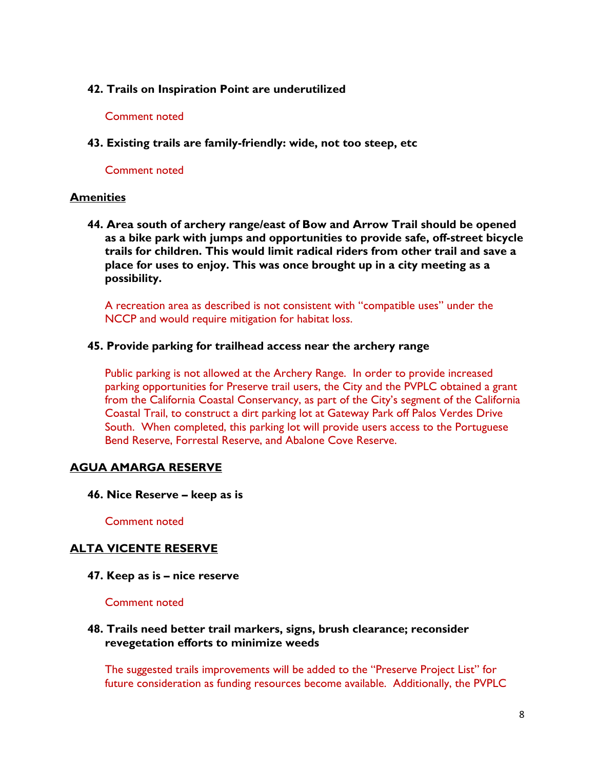**42. Trails on Inspiration Point are underutilized**

Comment noted

**43. Existing trails are family-friendly: wide, not too steep, etc**

Comment noted

**Amenities**

**44. Area south of archery range/east of Bow and Arrow Trail should be opened as a bike park with jumps and opportunities to provide safe, off-street bicycle trails for children. This would limit radical riders from other trail and save a place for uses to enjoy. This was once brought up in a city meeting as a possibility.**

A recreation area as described is not consistent with "compatible uses" under the NCCP and would require mitigation for habitat loss.

**45. Provide parking for trailhead access near the archery range**

Public parking is not allowed at the Archery Range. In order to provide increased parking opportunities for Preserve trail users, the City and the PVPLC obtained a grant from the California Coastal Conservancy, as part of the City's segment of the California Coastal Trail, to construct a dirt parking lot at Gateway Park off Palos Verdes Drive South. When completed, this parking lot will provide users access to the Portuguese Bend Reserve, Forrestal Reserve, and Abalone Cove Reserve.

## AGUA AMARGA RESERVE

**46. Nice Reserve – keep as is**

Comment noted

## ALTA VICENTE RESERVE

**47. Keep as is – nice reserve**

Comment noted

**48. Trails need better trail markers, signs, brush clearance; reconsider revegetation efforts to minimize weeds**

The suggested trails improvements will be added to the "Preserve Project List" for future consideration as funding resources become available. Additionally, the PVPLC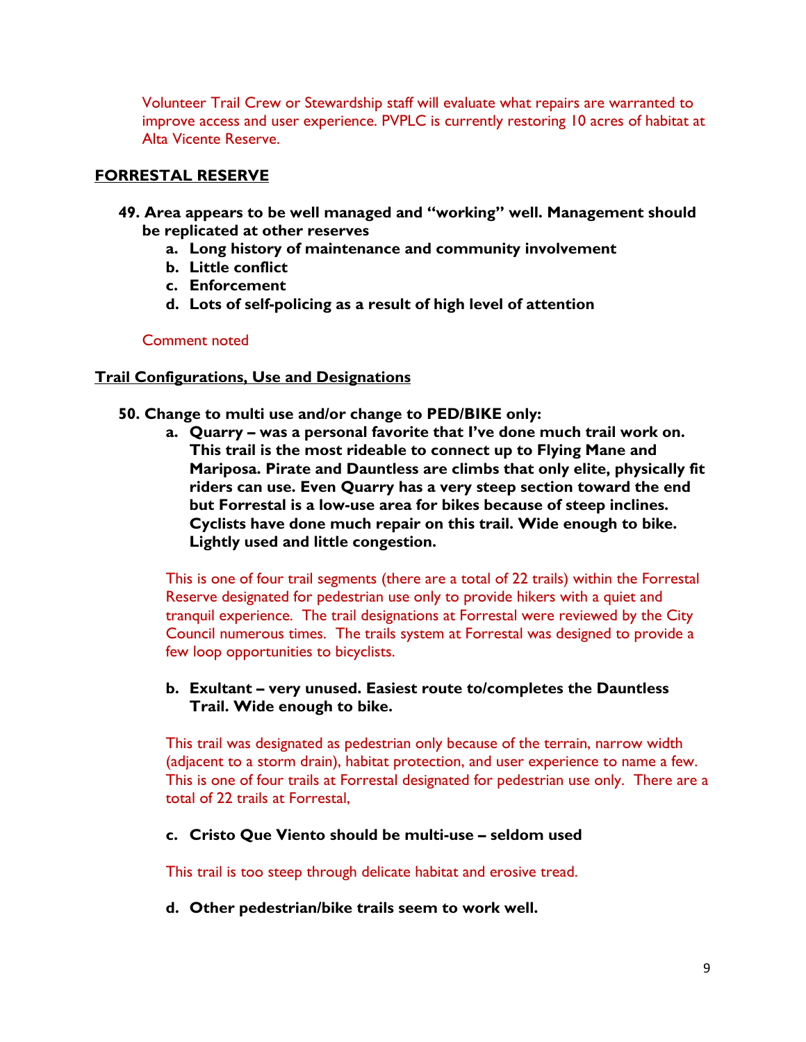Volunteer Trail Crew or Stewardship staff will evaluate what repairs are warranted to improve access and user experience. PVPLC is currently restoring 10 acres of habitat at Alta Vicente Reserve.

## FORRESTAL RESERVE

**49. Area appears to be well managed and "working" well. Management should be replicated at other reserves**

   **a. Long history of maintenance and community involvement**

   **b. Little conflict**

   **c. Enforcement**

   **d. Lots of self-policing as a result of high level of attention**

Comment noted

## Trail Configurations, Use and Designations

**50. Change to multi use and/or change to PED/BIKE only:**

   **a. Quarry – was a personal favorite that I've done much trail work on. This trail is the most rideable to connect up to Flying Mane and Mariposa. Pirate and Dauntless are climbs that only elite, physically fit riders can use. Even Quarry has a very steep section toward the end but Forrestal is a low-use area for bikes because of steep inclines. Cyclists have done much repair on this trail. Wide enough to bike. Lightly used and little congestion.**

   This is one of four trail segments (there are a total of 22 trails) within the Forrestal Reserve designated for pedestrian use only to provide hikers with a quiet and tranquil experience. The trail designations at Forrestal were reviewed by the City Council numerous times. The trails system at Forrestal was designed to provide a few loop opportunities to bicyclists.

   **b. Exultant – very unused. Easiest route to/completes the Dauntless Trail. Wide enough to bike.**

   This trail was designated as pedestrian only because of the terrain, narrow width (adjacent to a storm drain), habitat protection, and user experience to name a few. This is one of four trails at Forrestal designated for pedestrian use only. There are a total of 22 trails at Forrestal,

   **c. Cristo Que Viento should be multi-use – seldom used**

   This trail is too steep through delicate habitat and erosive tread.

   **d. Other pedestrian/bike trails seem to work well.**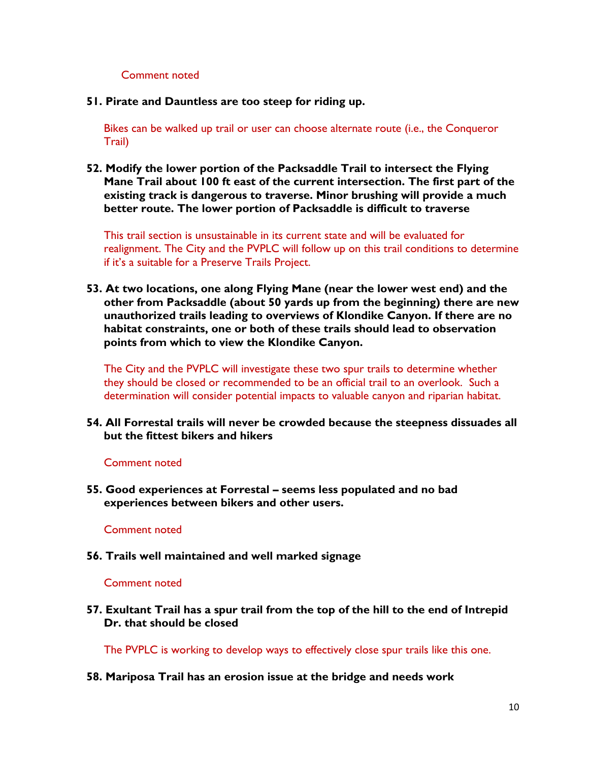Comment noted

**51. Pirate and Dauntless are too steep for riding up.**

Bikes can be walked up trail or user can choose alternate route (i.e., the Conqueror Trail)

**52. Modify the lower portion of the Packsaddle Trail to intersect the Flying Mane Trail about 100 ft east of the current intersection. The first part of the existing track is dangerous to traverse. Minor brushing will provide a much better route. The lower portion of Packsaddle is difficult to traverse**

This trail section is unsustainable in its current state and will be evaluated for realignment. The City and the PVPLC will follow up on this trail conditions to determine if it's a suitable for a Preserve Trails Project.

**53. At two locations, one along Flying Mane (near the lower west end) and the other from Packsaddle (about 50 yards up from the beginning) there are new unauthorized trails leading to overviews of Klondike Canyon. If there are no habitat constraints, one or both of these trails should lead to observation points from which to view the Klondike Canyon.**

The City and the PVPLC will investigate these two spur trails to determine whether they should be closed or recommended to be an official trail to an overlook. Such a determination will consider potential impacts to valuable canyon and riparian habitat.

**54. All Forrestal trails will never be crowded because the steepness dissuades all but the fittest bikers and hikers**

Comment noted

**55. Good experiences at Forrestal – seems less populated and no bad experiences between bikers and other users.**

Comment noted

**56. Trails well maintained and well marked signage**

Comment noted

**57. Exultant Trail has a spur trail from the top of the hill to the end of Intrepid Dr. that should be closed**

The PVPLC is working to develop ways to effectively close spur trails like this one.

**58. Mariposa Trail has an erosion issue at the bridge and needs work**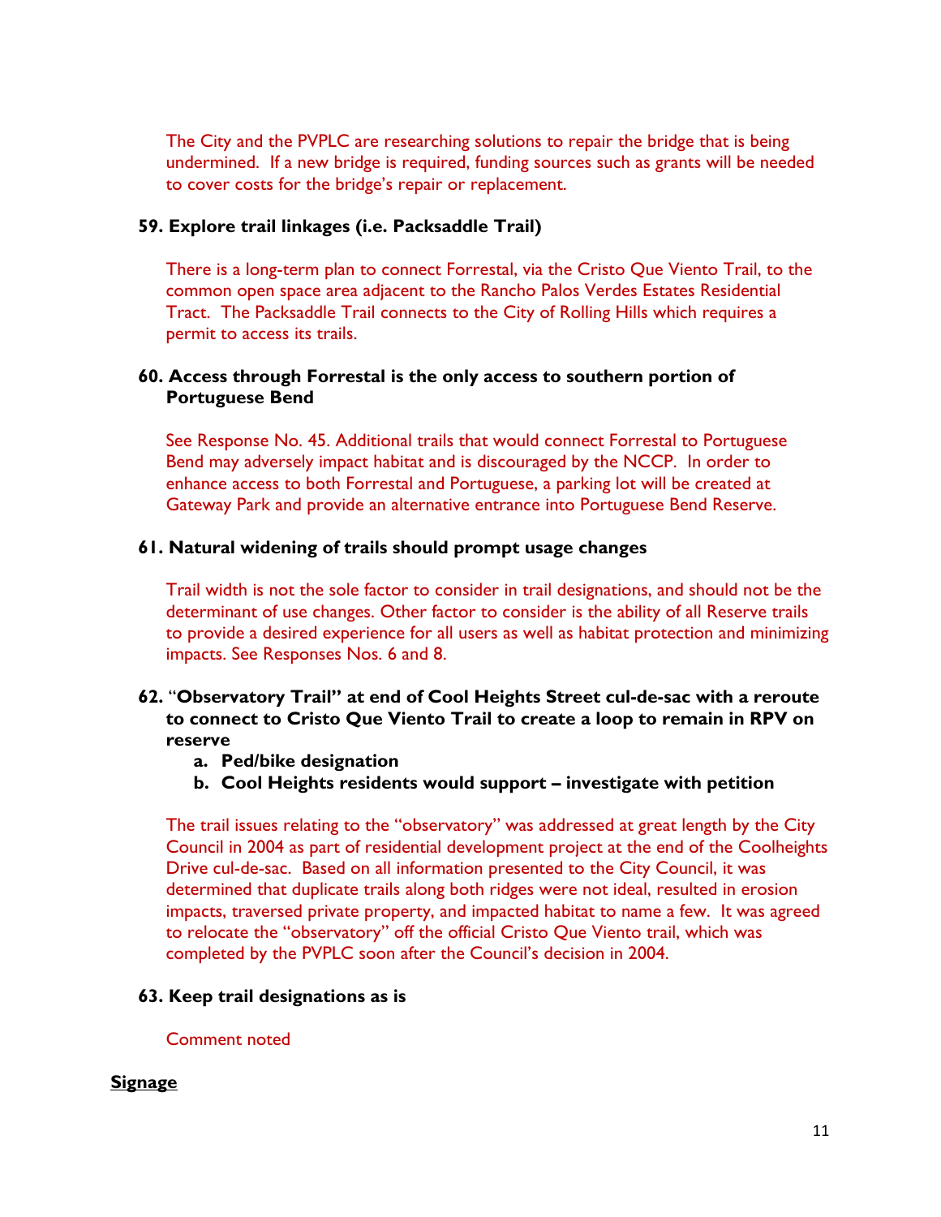The City and the PVPLC are researching solutions to repair the bridge that is being undermined. If a new bridge is required, funding sources such as grants will be needed to cover costs for the bridge's repair or replacement.

**59. Explore trail linkages (i.e. Packsaddle Trail)**

There is a long-term plan to connect Forrestal, via the Cristo Que Viento Trail, to the common open space area adjacent to the Rancho Palos Verdes Estates Residential Tract. The Packsaddle Trail connects to the City of Rolling Hills which requires a permit to access its trails.

**60. Access through Forrestal is the only access to southern portion of Portuguese Bend**

See Response No. 45. Additional trails that would connect Forrestal to Portuguese Bend may adversely impact habitat and is discouraged by the NCCP. In order to enhance access to both Forrestal and Portuguese, a parking lot will be created at Gateway Park and provide an alternative entrance into Portuguese Bend Reserve.

**61. Natural widening of trails should prompt usage changes**

Trail width is not the sole factor to consider in trail designations, and should not be the determinant of use changes. Other factor to consider is the ability of all Reserve trails to provide a desired experience for all users as well as habitat protection and minimizing impacts. See Responses Nos. 6 and 8.

**62. "Observatory Trail" at end of Cool Heights Street cul-de-sac with a reroute to connect to Cristo Que Viento Trail to create a loop to remain in RPV on reserve**

   **a. Ped/bike designation**
   
   **b. Cool Heights residents would support – investigate with petition**

The trail issues relating to the "observatory" was addressed at great length by the City Council in 2004 as part of residential development project at the end of the Coolheights Drive cul-de-sac. Based on all information presented to the City Council, it was determined that duplicate trails along both ridges were not ideal, resulted in erosion impacts, traversed private property, and impacted habitat to name a few. It was agreed to relocate the "observatory" off the official Cristo Que Viento trail, which was completed by the PVPLC soon after the Council's decision in 2004.

**63. Keep trail designations as is**

Comment noted

**<u>Signage</u>**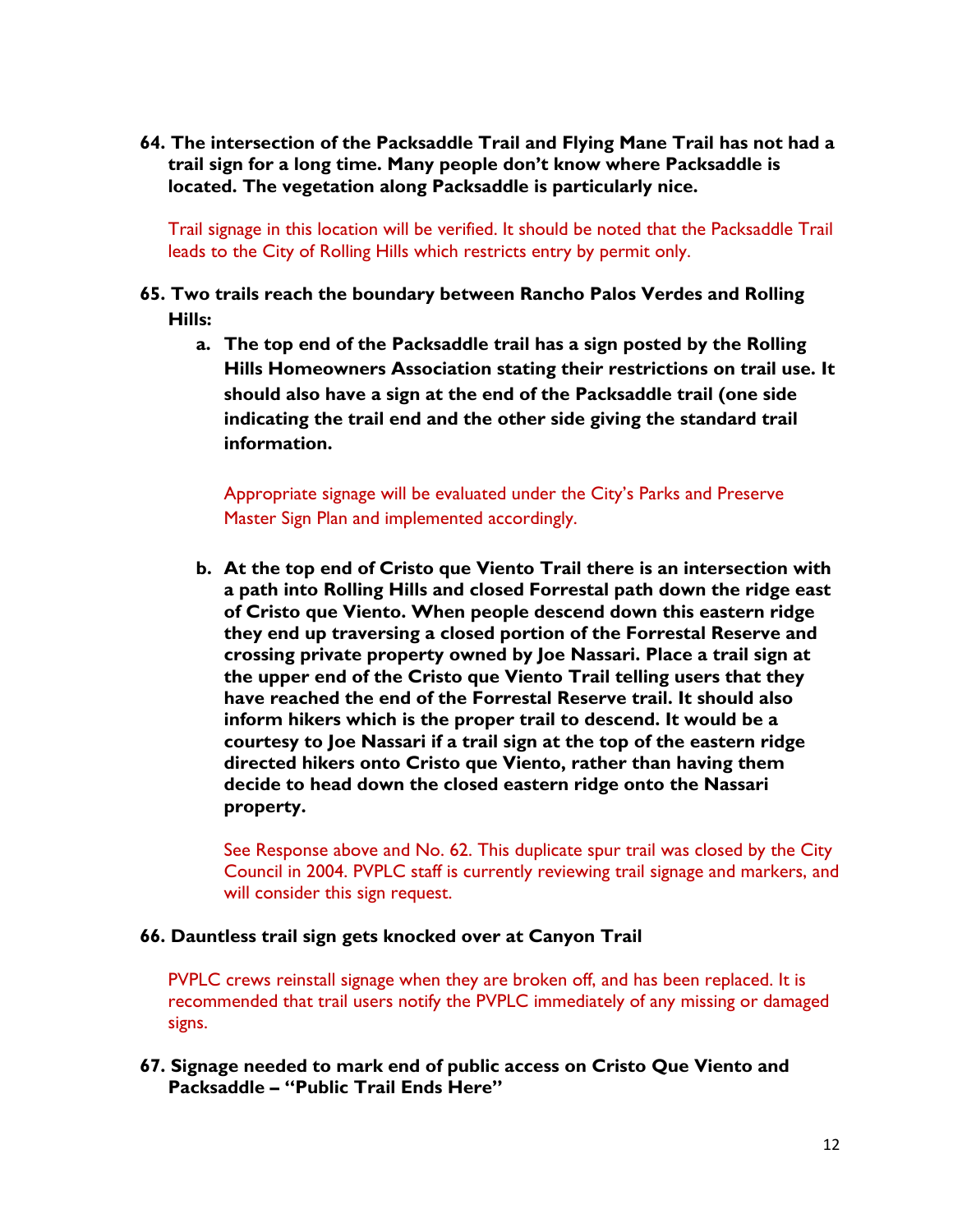**64. The intersection of the Packsaddle Trail and Flying Mane Trail has not had a trail sign for a long time. Many people don't know where Packsaddle is located. The vegetation along Packsaddle is particularly nice.**

Trail signage in this location will be verified. It should be noted that the Packsaddle Trail leads to the City of Rolling Hills which restricts entry by permit only.

**65. Two trails reach the boundary between Rancho Palos Verdes and Rolling Hills:**

**a. The top end of the Packsaddle trail has a sign posted by the Rolling Hills Homeowners Association stating their restrictions on trail use. It should also have a sign at the end of the Packsaddle trail (one side indicating the trail end and the other side giving the standard trail information.**

Appropriate signage will be evaluated under the City's Parks and Preserve Master Sign Plan and implemented accordingly.

**b. At the top end of Cristo que Viento Trail there is an intersection with a path into Rolling Hills and closed Forrestal path down the ridge east of Cristo que Viento. When people descend down this eastern ridge they end up traversing a closed portion of the Forrestal Reserve and crossing private property owned by Joe Nassari. Place a trail sign at the upper end of the Cristo que Viento Trail telling users that they have reached the end of the Forrestal Reserve trail. It should also inform hikers which is the proper trail to descend. It would be a courtesy to Joe Nassari if a trail sign at the top of the eastern ridge directed hikers onto Cristo que Viento, rather than having them decide to head down the closed eastern ridge onto the Nassari property.**

See Response above and No. 62. This duplicate spur trail was closed by the City Council in 2004. PVPLC staff is currently reviewing trail signage and markers, and will consider this sign request.

**66. Dauntless trail sign gets knocked over at Canyon Trail**

PVPLC crews reinstall signage when they are broken off, and has been replaced. It is recommended that trail users notify the PVPLC immediately of any missing or damaged signs.

**67. Signage needed to mark end of public access on Cristo Que Viento and Packsaddle – "Public Trail Ends Here"**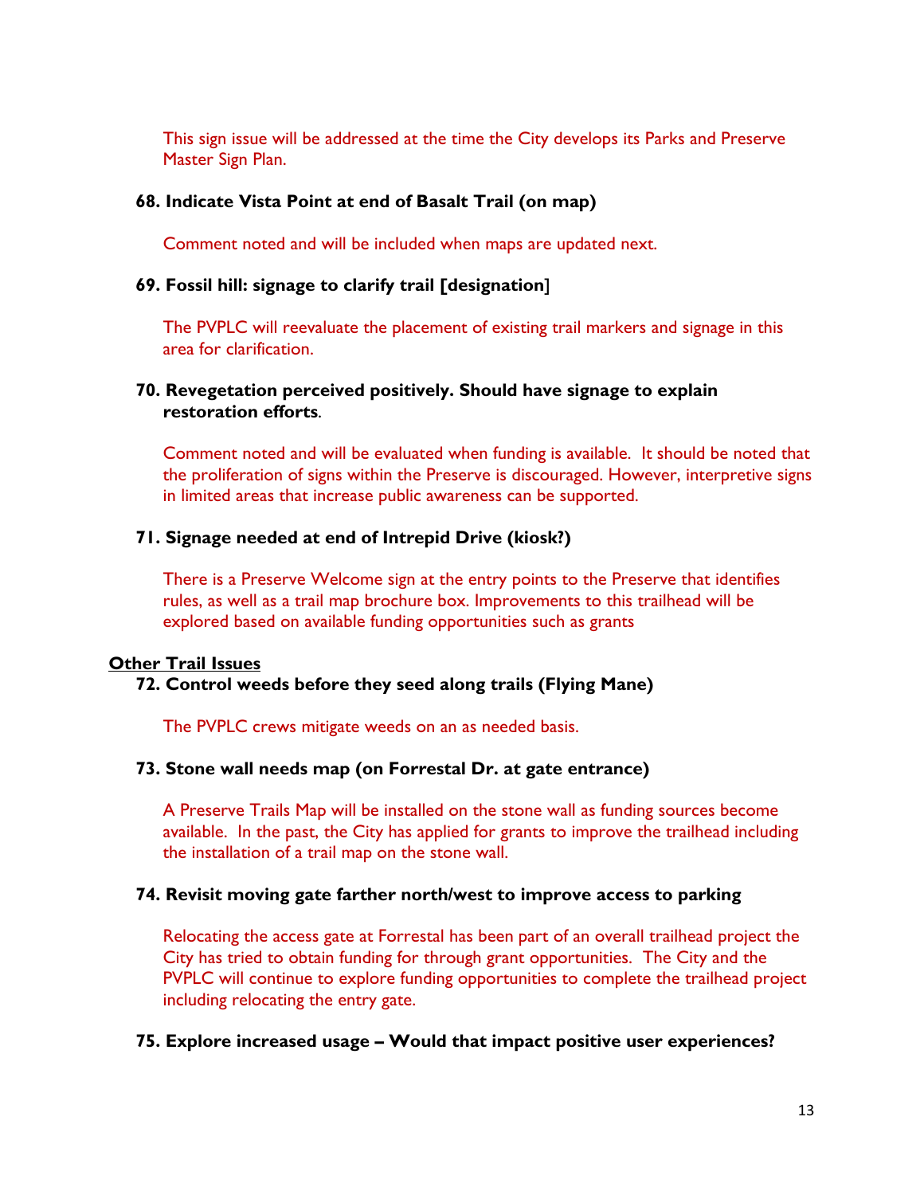This sign issue will be addressed at the time the City develops its Parks and Preserve Master Sign Plan.

**68. Indicate Vista Point at end of Basalt Trail (on map)**

Comment noted and will be included when maps are updated next.

**69. Fossil hill: signage to clarify trail [designation]**

The PVPLC will reevaluate the placement of existing trail markers and signage in this area for clarification.

**70. Revegetation perceived positively. Should have signage to explain restoration efforts.**

Comment noted and will be evaluated when funding is available. It should be noted that the proliferation of signs within the Preserve is discouraged. However, interpretive signs in limited areas that increase public awareness can be supported.

**71. Signage needed at end of Intrepid Drive (kiosk?)**

There is a Preserve Welcome sign at the entry points to the Preserve that identifies rules, as well as a trail map brochure box. Improvements to this trailhead will be explored based on available funding opportunities such as grants

**<u>Other Trail Issues</u>**

**72. Control weeds before they seed along trails (Flying Mane)**

The PVPLC crews mitigate weeds on an as needed basis.

**73. Stone wall needs map (on Forrestal Dr. at gate entrance)**

A Preserve Trails Map will be installed on the stone wall as funding sources become available. In the past, the City has applied for grants to improve the trailhead including the installation of a trail map on the stone wall.

**74. Revisit moving gate farther north/west to improve access to parking**

Relocating the access gate at Forrestal has been part of an overall trailhead project the City has tried to obtain funding for through grant opportunities. The City and the PVPLC will continue to explore funding opportunities to complete the trailhead project including relocating the entry gate.

**75. Explore increased usage – Would that impact positive user experiences?**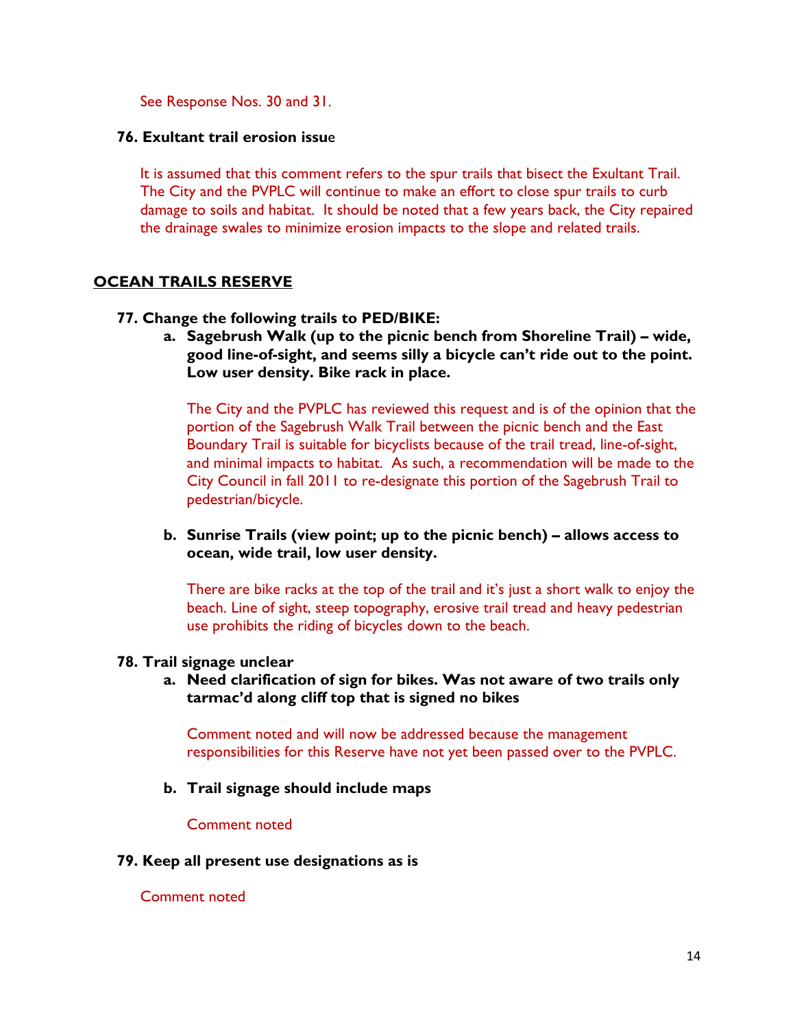See Response Nos. 30 and 31.

**76. Exultant trail erosion issue**

It is assumed that this comment refers to the spur trails that bisect the Exultant Trail. The City and the PVPLC will continue to make an effort to close spur trails to curb damage to soils and habitat. It should be noted that a few years back, the City repaired the drainage swales to minimize erosion impacts to the slope and related trails.

## OCEAN TRAILS RESERVE

**77. Change the following trails to PED/BIKE:**

a. **Sagebrush Walk (up to the picnic bench from Shoreline Trail) – wide, good line-of-sight, and seems silly a bicycle can't ride out to the point. Low user density. Bike rack in place.**

   The City and the PVPLC has reviewed this request and is of the opinion that the portion of the Sagebrush Walk Trail between the picnic bench and the East Boundary Trail is suitable for bicyclists because of the trail tread, line-of-sight, and minimal impacts to habitat. As such, a recommendation will be made to the City Council in fall 2011 to re-designate this portion of the Sagebrush Trail to pedestrian/bicycle.

b. **Sunrise Trails (view point; up to the picnic bench) – allows access to ocean, wide trail, low user density.**

   There are bike racks at the top of the trail and it's just a short walk to enjoy the beach. Line of sight, steep topography, erosive trail tread and heavy pedestrian use prohibits the riding of bicycles down to the beach.

**78. Trail signage unclear**

a. **Need clarification of sign for bikes. Was not aware of two trails only tarmac'd along cliff top that is signed no bikes**

   Comment noted and will now be addressed because the management responsibilities for this Reserve have not yet been passed over to the PVPLC.

b. **Trail signage should include maps**

   Comment noted

**79. Keep all present use designations as is**

Comment noted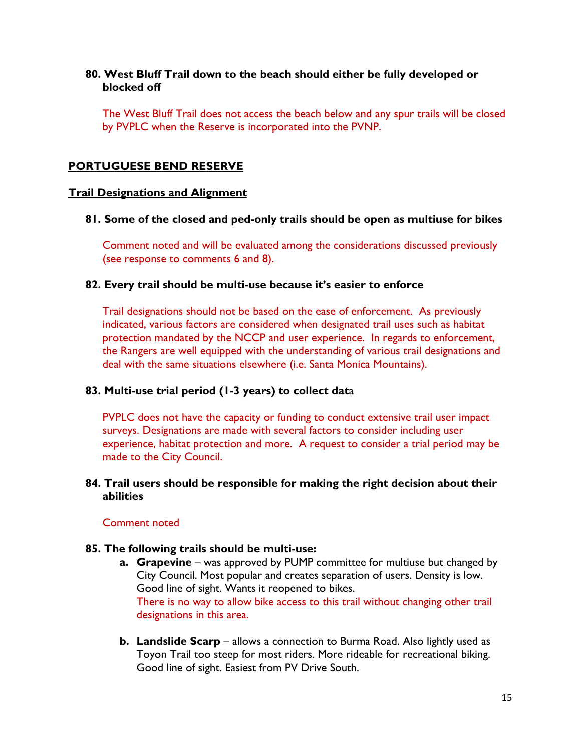**80. West Bluff Trail down to the beach should either be fully developed or blocked off**

The West Bluff Trail does not access the beach below and any spur trails will be closed by PVPLC when the Reserve is incorporated into the PVNP.

## PORTUGUESE BEND RESERVE

### Trail Designations and Alignment

**81. Some of the closed and ped-only trails should be open as multiuse for bikes**

Comment noted and will be evaluated among the considerations discussed previously (see response to comments 6 and 8).

**82. Every trail should be multi-use because it's easier to enforce**

Trail designations should not be based on the ease of enforcement. As previously indicated, various factors are considered when designated trail uses such as habitat protection mandated by the NCCP and user experience. In regards to enforcement, the Rangers are well equipped with the understanding of various trail designations and deal with the same situations elsewhere (i.e. Santa Monica Mountains).

**83. Multi-use trial period (1-3 years) to collect data**

PVPLC does not have the capacity or funding to conduct extensive trail user impact surveys. Designations are made with several factors to consider including user experience, habitat protection and more. A request to consider a trial period may be made to the City Council.

**84. Trail users should be responsible for making the right decision about their abilities**

Comment noted

**85. The following trails should be multi-use:**

- **a. Grapevine** – was approved by PUMP committee for multiuse but changed by City Council. Most popular and creates separation of users. Density is low. Good line of sight. Wants it reopened to bikes.
  There is no way to allow bike access to this trail without changing other trail designations in this area.
- **b. Landslide Scarp** – allows a connection to Burma Road. Also lightly used as Toyon Trail too steep for most riders. More rideable for recreational biking. Good line of sight. Easiest from PV Drive South.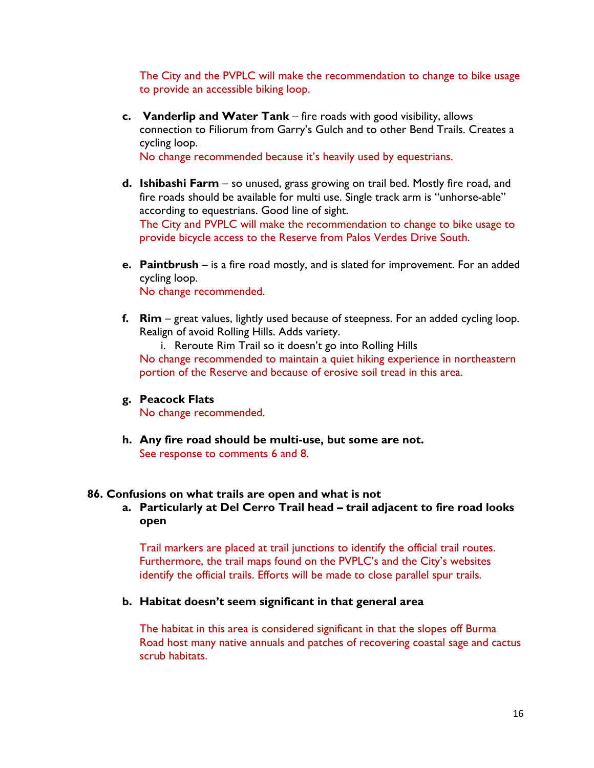The City and the PVPLC will make the recommendation to change to bike usage to provide an accessible biking loop.

c. **Vanderlip and Water Tank** – fire roads with good visibility, allows connection to Filiorum from Garry's Gulch and to other Bend Trails. Creates a cycling loop.
No change recommended because it's heavily used by equestrians.

d. **Ishibashi Farm** – so unused, grass growing on trail bed. Mostly fire road, and fire roads should be available for multi use. Single track arm is "unhorse-able" according to equestrians. Good line of sight.
The City and PVPLC will make the recommendation to change to bike usage to provide bicycle access to the Reserve from Palos Verdes Drive South.

e. **Paintbrush** – is a fire road mostly, and is slated for improvement. For an added cycling loop.
No change recommended.

f. **Rim** – great values, lightly used because of steepness. For an added cycling loop. Realign of avoid Rolling Hills. Adds variety.
   i. Reroute Rim Trail so it doesn't go into Rolling Hills

No change recommended to maintain a quiet hiking experience in northeastern portion of the Reserve and because of erosive soil tread in this area.

g. **Peacock Flats**
No change recommended.

h. **Any fire road should be multi-use, but some are not.**
See response to comments 6 and 8.

**86. Confusions on what trails are open and what is not**

a. **Particularly at Del Cerro Trail head – trail adjacent to fire road looks open**

Trail markers are placed at trail junctions to identify the official trail routes. Furthermore, the trail maps found on the PVPLC's and the City's websites identify the official trails. Efforts will be made to close parallel spur trails.

b. **Habitat doesn't seem significant in that general area**

The habitat in this area is considered significant in that the slopes off Burma Road host many native annuals and patches of recovering coastal sage and cactus scrub habitats.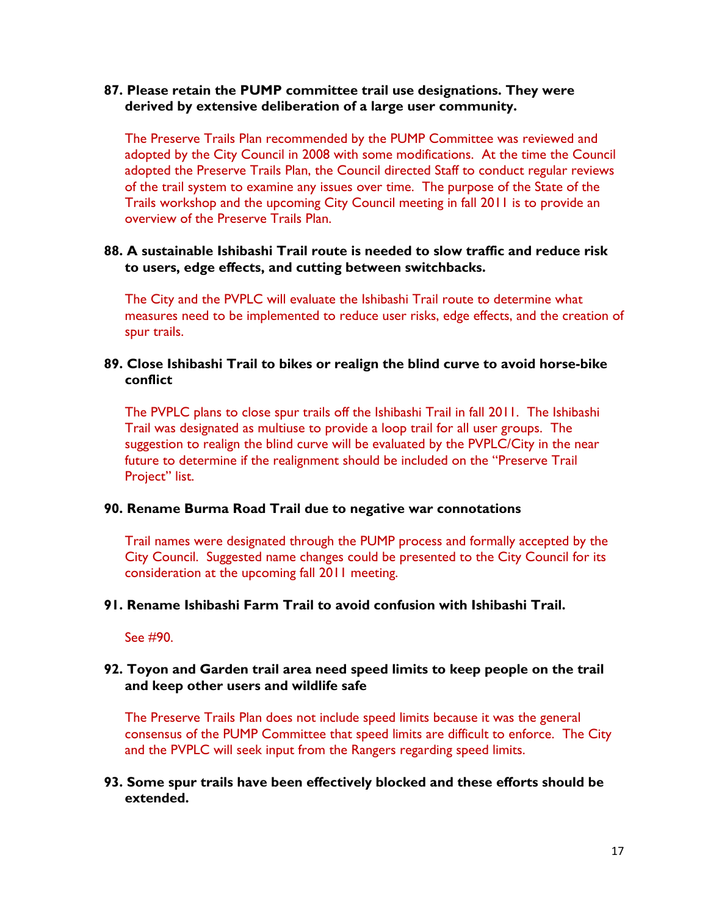**87. Please retain the PUMP committee trail use designations. They were derived by extensive deliberation of a large user community.**

The Preserve Trails Plan recommended by the PUMP Committee was reviewed and adopted by the City Council in 2008 with some modifications. At the time the Council adopted the Preserve Trails Plan, the Council directed Staff to conduct regular reviews of the trail system to examine any issues over time. The purpose of the State of the Trails workshop and the upcoming City Council meeting in fall 2011 is to provide an overview of the Preserve Trails Plan.

**88. A sustainable Ishibashi Trail route is needed to slow traffic and reduce risk to users, edge effects, and cutting between switchbacks.**

The City and the PVPLC will evaluate the Ishibashi Trail route to determine what measures need to be implemented to reduce user risks, edge effects, and the creation of spur trails.

**89. Close Ishibashi Trail to bikes or realign the blind curve to avoid horse-bike conflict**

The PVPLC plans to close spur trails off the Ishibashi Trail in fall 2011. The Ishibashi Trail was designated as multiuse to provide a loop trail for all user groups. The suggestion to realign the blind curve will be evaluated by the PVPLC/City in the near future to determine if the realignment should be included on the "Preserve Trail Project" list.

**90. Rename Burma Road Trail due to negative war connotations**

Trail names were designated through the PUMP process and formally accepted by the City Council. Suggested name changes could be presented to the City Council for its consideration at the upcoming fall 2011 meeting.

**91. Rename Ishibashi Farm Trail to avoid confusion with Ishibashi Trail.**

See #90.

**92. Toyon and Garden trail area need speed limits to keep people on the trail and keep other users and wildlife safe**

The Preserve Trails Plan does not include speed limits because it was the general consensus of the PUMP Committee that speed limits are difficult to enforce. The City and the PVPLC will seek input from the Rangers regarding speed limits.

**93. Some spur trails have been effectively blocked and these efforts should be extended.**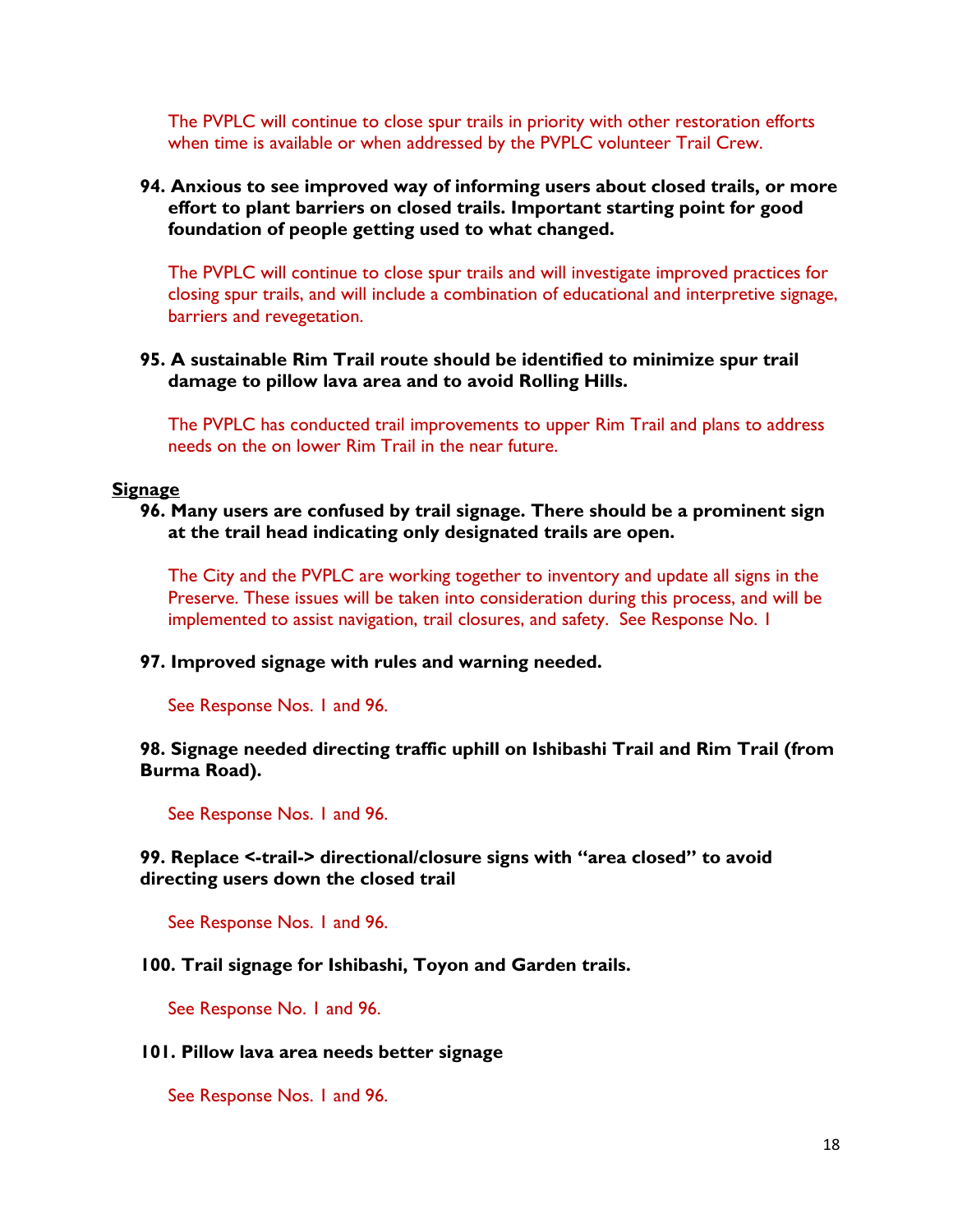The PVPLC will continue to close spur trails in priority with other restoration efforts when time is available or when addressed by the PVPLC volunteer Trail Crew.

**94. Anxious to see improved way of informing users about closed trails, or more effort to plant barriers on closed trails. Important starting point for good foundation of people getting used to what changed.**

The PVPLC will continue to close spur trails and will investigate improved practices for closing spur trails, and will include a combination of educational and interpretive signage, barriers and revegetation.

**95. A sustainable Rim Trail route should be identified to minimize spur trail damage to pillow lava area and to avoid Rolling Hills.**

The PVPLC has conducted trail improvements to upper Rim Trail and plans to address needs on the on lower Rim Trail in the near future.

**<u>Signage</u>**

**96. Many users are confused by trail signage. There should be a prominent sign at the trail head indicating only designated trails are open.**

The City and the PVPLC are working together to inventory and update all signs in the Preserve. These issues will be taken into consideration during this process, and will be implemented to assist navigation, trail closures, and safety. See Response No. 1

**97. Improved signage with rules and warning needed.**

See Response Nos. 1 and 96.

**98. Signage needed directing traffic uphill on Ishibashi Trail and Rim Trail (from Burma Road).**

See Response Nos. 1 and 96.

**99. Replace <-trail-> directional/closure signs with "area closed" to avoid directing users down the closed trail**

See Response Nos. 1 and 96.

**100. Trail signage for Ishibashi, Toyon and Garden trails.**

See Response No. 1 and 96.

**101. Pillow lava area needs better signage**

See Response Nos. 1 and 96.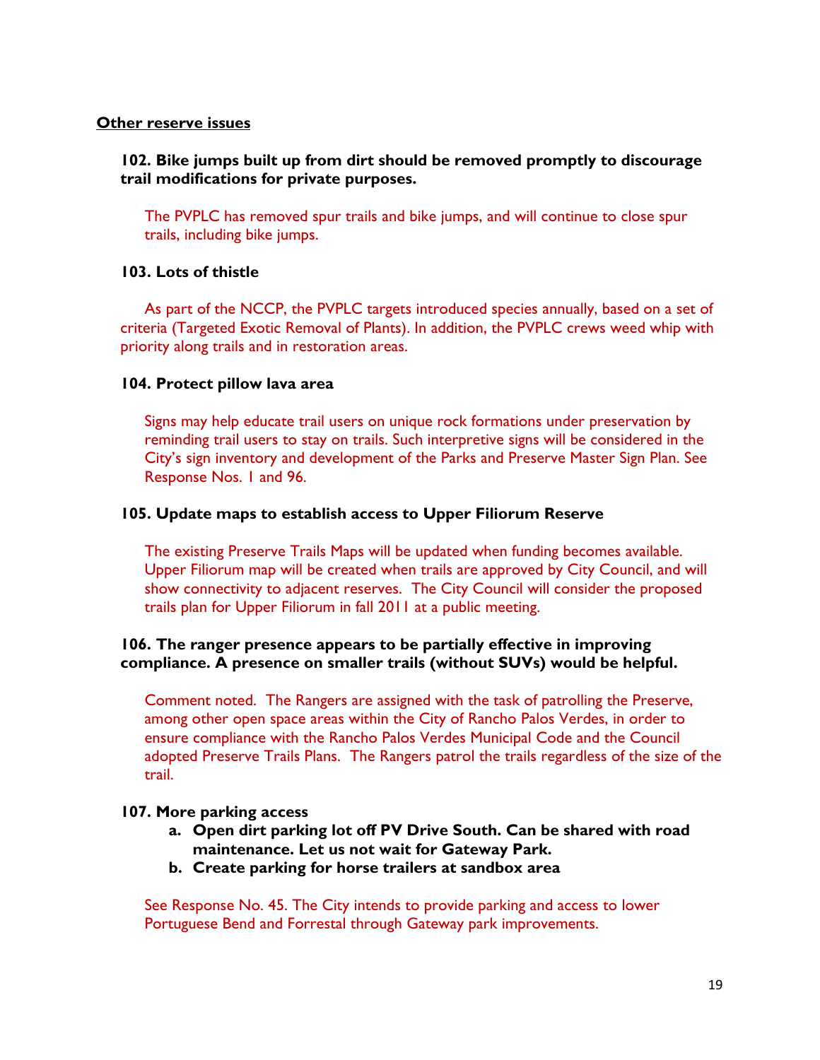**Other reserve issues**

**102. Bike jumps built up from dirt should be removed promptly to discourage trail modifications for private purposes.**

The PVPLC has removed spur trails and bike jumps, and will continue to close spur trails, including bike jumps.

**103. Lots of thistle**

As part of the NCCP, the PVPLC targets introduced species annually, based on a set of criteria (Targeted Exotic Removal of Plants). In addition, the PVPLC crews weed whip with priority along trails and in restoration areas.

**104. Protect pillow lava area**

Signs may help educate trail users on unique rock formations under preservation by reminding trail users to stay on trails. Such interpretive signs will be considered in the City's sign inventory and development of the Parks and Preserve Master Sign Plan. See Response Nos. 1 and 96.

**105. Update maps to establish access to Upper Filiorum Reserve**

The existing Preserve Trails Maps will be updated when funding becomes available. Upper Filiorum map will be created when trails are approved by City Council, and will show connectivity to adjacent reserves. The City Council will consider the proposed trails plan for Upper Filiorum in fall 2011 at a public meeting.

**106. The ranger presence appears to be partially effective in improving compliance. A presence on smaller trails (without SUVs) would be helpful.**

Comment noted. The Rangers are assigned with the task of patrolling the Preserve, among other open space areas within the City of Rancho Palos Verdes, in order to ensure compliance with the Rancho Palos Verdes Municipal Code and the Council adopted Preserve Trails Plans. The Rangers patrol the trails regardless of the size of the trail.

**107. More parking access**

- **a. Open dirt parking lot off PV Drive South. Can be shared with road maintenance. Let us not wait for Gateway Park.**
- **b. Create parking for horse trailers at sandbox area**

See Response No. 45. The City intends to provide parking and access to lower Portuguese Bend and Forrestal through Gateway park improvements.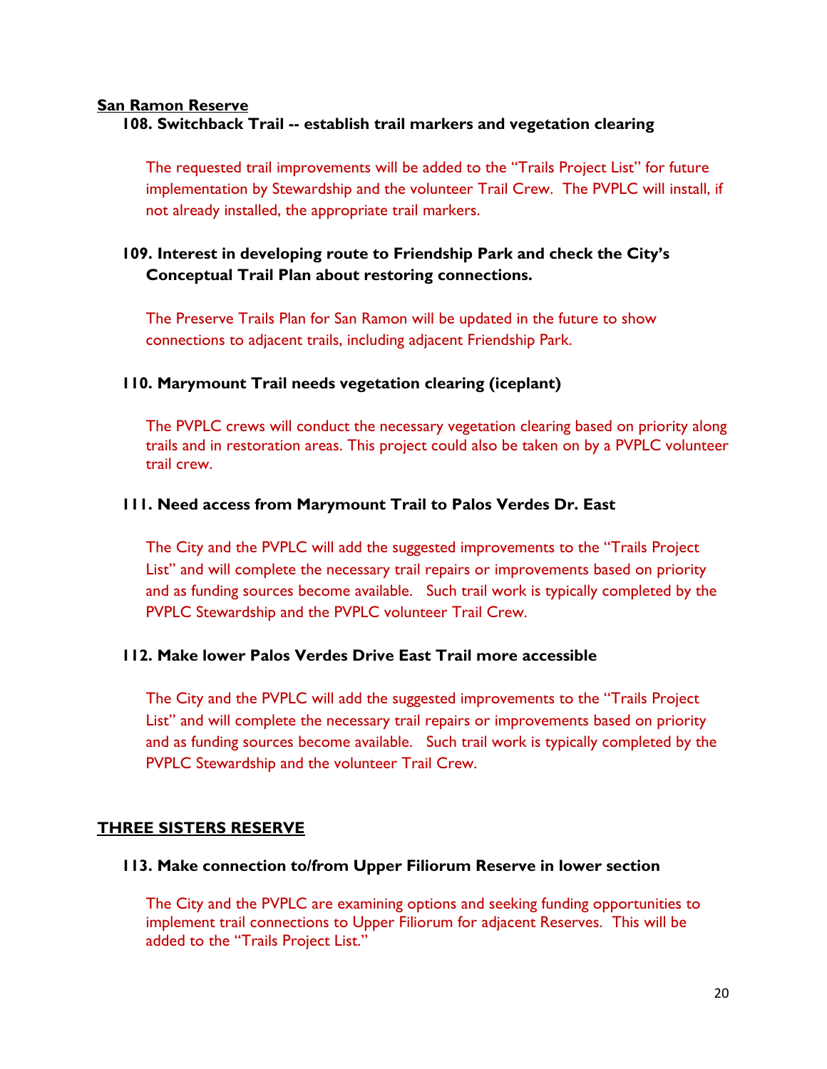## San Ramon Reserve

### 108. Switchback Trail -- establish trail markers and vegetation clearing

The requested trail improvements will be added to the "Trails Project List" for future implementation by Stewardship and the volunteer Trail Crew. The PVPLC will install, if not already installed, the appropriate trail markers.

### 109. Interest in developing route to Friendship Park and check the City's Conceptual Trail Plan about restoring connections.

The Preserve Trails Plan for San Ramon will be updated in the future to show connections to adjacent trails, including adjacent Friendship Park.

### 110. Marymount Trail needs vegetation clearing (iceplant)

The PVPLC crews will conduct the necessary vegetation clearing based on priority along trails and in restoration areas. This project could also be taken on by a PVPLC volunteer trail crew.

### 111. Need access from Marymount Trail to Palos Verdes Dr. East

The City and the PVPLC will add the suggested improvements to the "Trails Project List" and will complete the necessary trail repairs or improvements based on priority and as funding sources become available. Such trail work is typically completed by the PVPLC Stewardship and the PVPLC volunteer Trail Crew.

### 112. Make lower Palos Verdes Drive East Trail more accessible

The City and the PVPLC will add the suggested improvements to the "Trails Project List" and will complete the necessary trail repairs or improvements based on priority and as funding sources become available. Such trail work is typically completed by the PVPLC Stewardship and the volunteer Trail Crew.

## THREE SISTERS RESERVE

### 113. Make connection to/from Upper Filiorum Reserve in lower section

The City and the PVPLC are examining options and seeking funding opportunities to implement trail connections to Upper Filiorum for adjacent Reserves. This will be added to the "Trails Project List."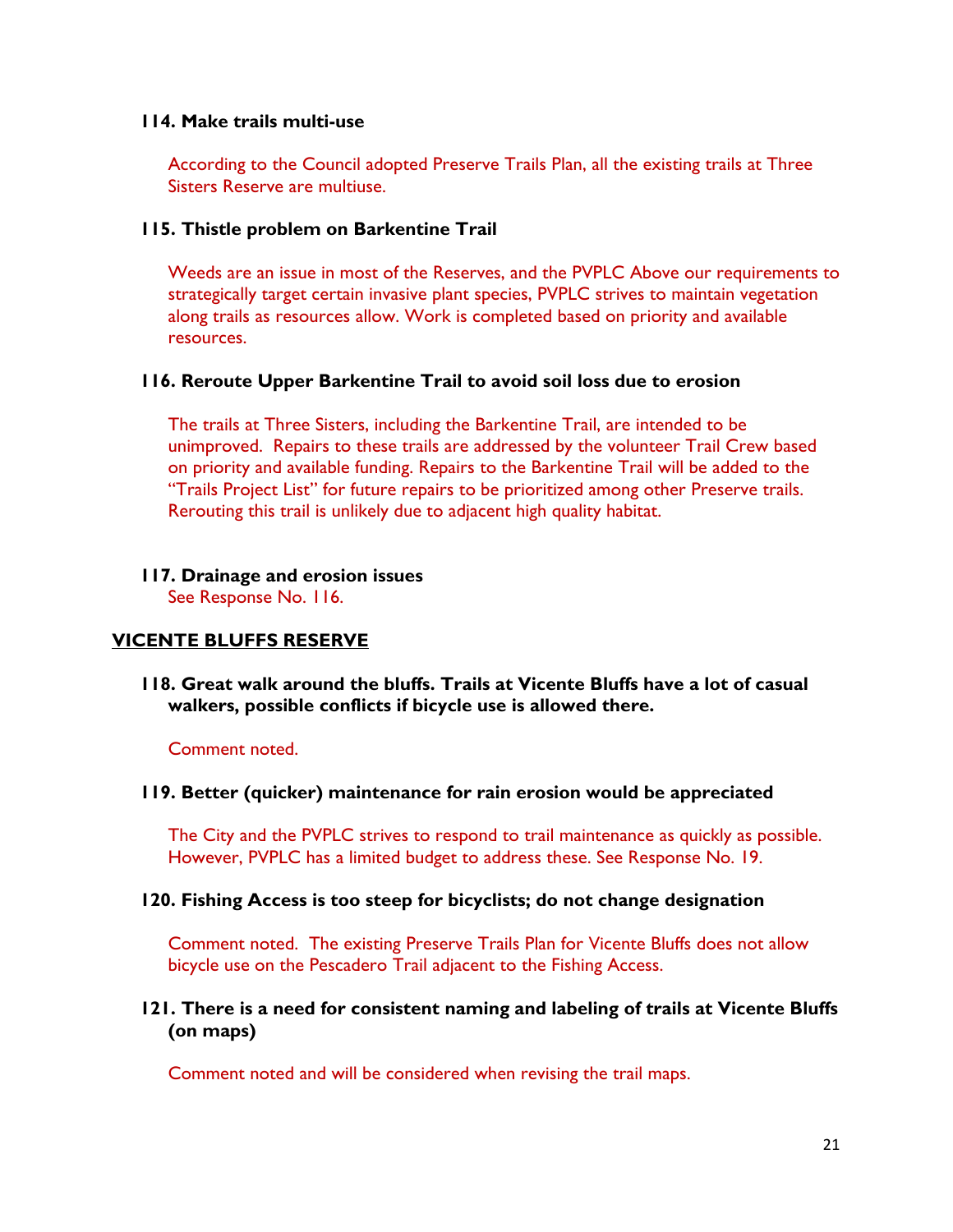**114. Make trails multi-use**

According to the Council adopted Preserve Trails Plan, all the existing trails at Three Sisters Reserve are multiuse.

**115. Thistle problem on Barkentine Trail**

Weeds are an issue in most of the Reserves, and the PVPLC Above our requirements to strategically target certain invasive plant species, PVPLC strives to maintain vegetation along trails as resources allow. Work is completed based on priority and available resources.

**116. Reroute Upper Barkentine Trail to avoid soil loss due to erosion**

The trails at Three Sisters, including the Barkentine Trail, are intended to be unimproved. Repairs to these trails are addressed by the volunteer Trail Crew based on priority and available funding. Repairs to the Barkentine Trail will be added to the "Trails Project List" for future repairs to be prioritized among other Preserve trails. Rerouting this trail is unlikely due to adjacent high quality habitat.

**117. Drainage and erosion issues**

See Response No. 116.

## VICENTE BLUFFS RESERVE

**118. Great walk around the bluffs. Trails at Vicente Bluffs have a lot of casual walkers, possible conflicts if bicycle use is allowed there.**

Comment noted.

**119. Better (quicker) maintenance for rain erosion would be appreciated**

The City and the PVPLC strives to respond to trail maintenance as quickly as possible. However, PVPLC has a limited budget to address these. See Response No. 19.

**120. Fishing Access is too steep for bicyclists; do not change designation**

Comment noted. The existing Preserve Trails Plan for Vicente Bluffs does not allow bicycle use on the Pescadero Trail adjacent to the Fishing Access.

**121. There is a need for consistent naming and labeling of trails at Vicente Bluffs (on maps)**

Comment noted and will be considered when revising the trail maps.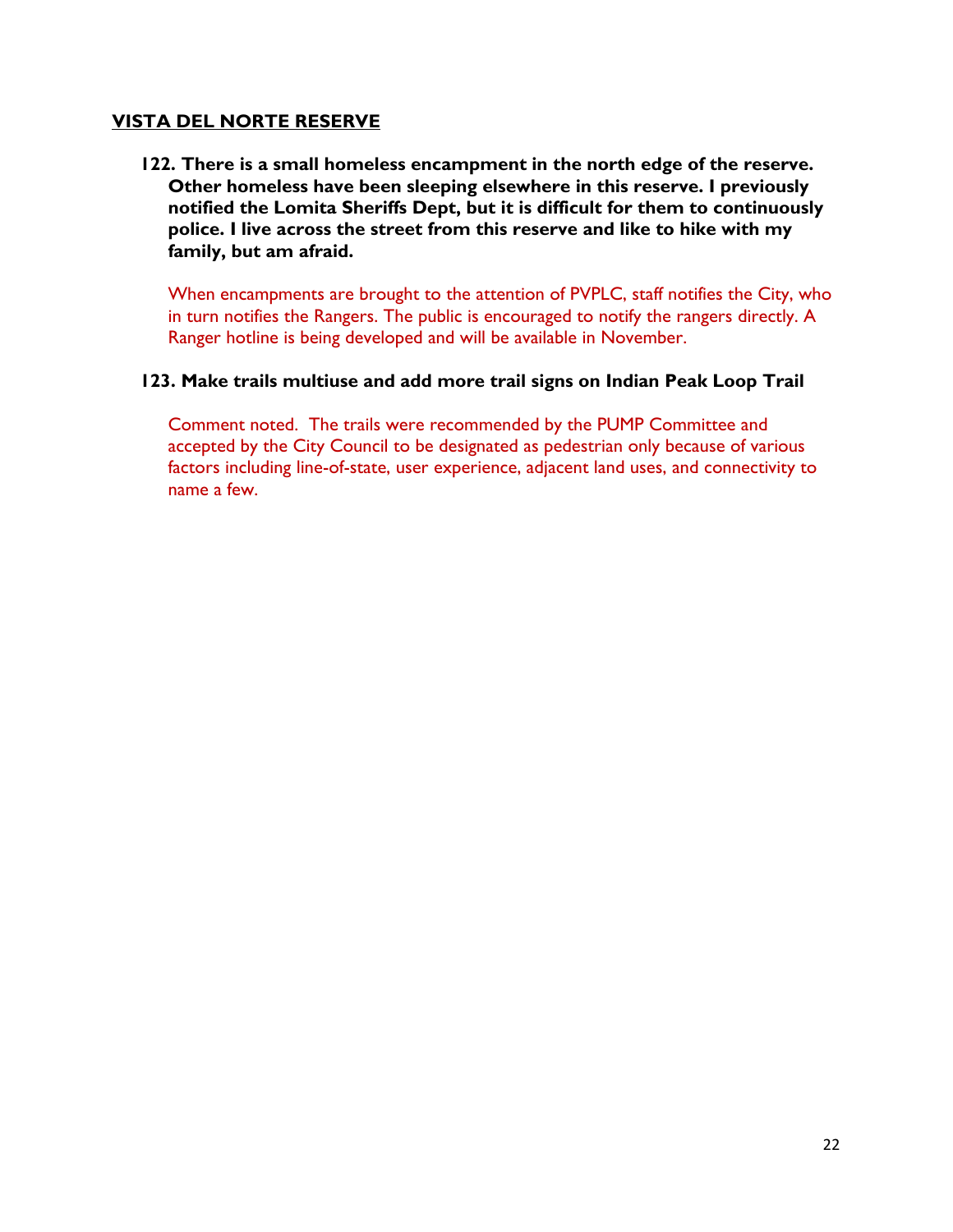## VISTA DEL NORTE RESERVE

**122. There is a small homeless encampment in the north edge of the reserve. Other homeless have been sleeping elsewhere in this reserve. I previously notified the Lomita Sheriffs Dept, but it is difficult for them to continuously police. I live across the street from this reserve and like to hike with my family, but am afraid.**

When encampments are brought to the attention of PVPLC, staff notifies the City, who in turn notifies the Rangers. The public is encouraged to notify the rangers directly. A Ranger hotline is being developed and will be available in November.

**123. Make trails multiuse and add more trail signs on Indian Peak Loop Trail**

Comment noted. The trails were recommended by the PUMP Committee and accepted by the City Council to be designated as pedestrian only because of various factors including line-of-state, user experience, adjacent land uses, and connectivity to name a few.